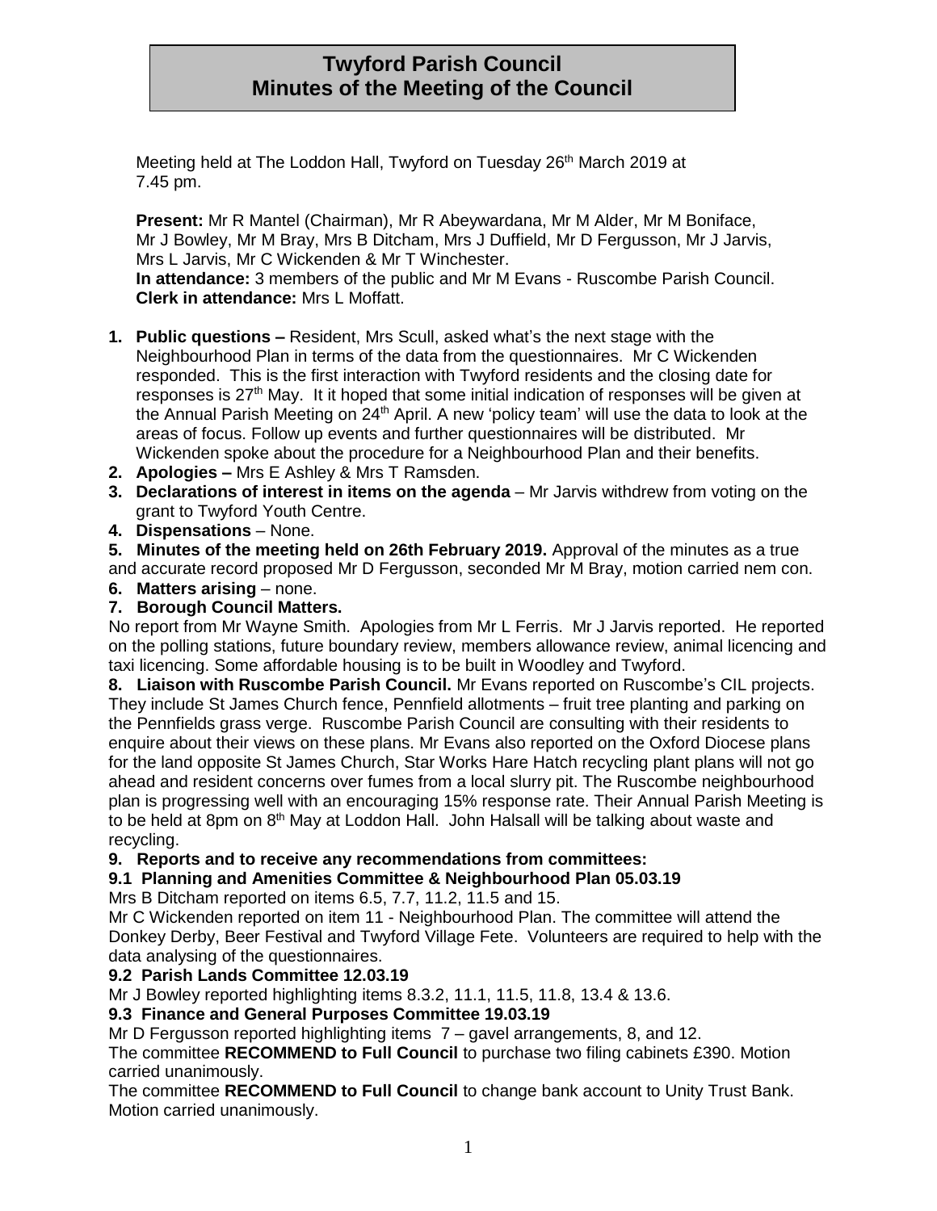# Twyford Parish Council
# Minutes of the Meeting of the Council

Meeting held at The Loddon Hall, Twyford on Tuesday 26th March 2019 at 7.45 pm.

**Present:** Mr R Mantel (Chairman), Mr R Abeywardana, Mr M Alder, Mr M Boniface, Mr J Bowley, Mr M Bray, Mrs B Ditcham, Mrs J Duffield, Mr D Fergusson, Mr J Jarvis, Mrs L Jarvis, Mr C Wickenden & Mr T Winchester.
**In attendance:** 3 members of the public and Mr M Evans - Ruscombe Parish Council.
**Clerk in attendance:** Mrs L Moffatt.

1. **Public questions –** Resident, Mrs Scull, asked what's the next stage with the Neighbourhood Plan in terms of the data from the questionnaires. Mr C Wickenden responded. This is the first interaction with Twyford residents and the closing date for responses is 27th May. It it hoped that some initial indication of responses will be given at the Annual Parish Meeting on 24th April. A new 'policy team' will use the data to look at the areas of focus. Follow up events and further questionnaires will be distributed. Mr Wickenden spoke about the procedure for a Neighbourhood Plan and their benefits.
2. **Apologies –** Mrs E Ashley & Mrs T Ramsden.
3. **Declarations of interest in items on the agenda** – Mr Jarvis withdrew from voting on the grant to Twyford Youth Centre.
4. **Dispensations** – None.
5. **Minutes of the meeting held on 26th February 2019.** Approval of the minutes as a true and accurate record proposed Mr D Fergusson, seconded Mr M Bray, motion carried nem con.
6. **Matters arising** – none.
7. **Borough Council Matters.**

No report from Mr Wayne Smith. Apologies from Mr L Ferris. Mr J Jarvis reported. He reported on the polling stations, future boundary review, members allowance review, animal licencing and taxi licencing. Some affordable housing is to be built in Woodley and Twyford.

**8. Liaison with Ruscombe Parish Council.** Mr Evans reported on Ruscombe's CIL projects. They include St James Church fence, Pennfield allotments – fruit tree planting and parking on the Pennfields grass verge. Ruscombe Parish Council are consulting with their residents to enquire about their views on these plans. Mr Evans also reported on the Oxford Diocese plans for the land opposite St James Church, Star Works Hare Hatch recycling plant plans will not go ahead and resident concerns over fumes from a local slurry pit. The Ruscombe neighbourhood plan is progressing well with an encouraging 15% response rate. Their Annual Parish Meeting is to be held at 8pm on 8th May at Loddon Hall. John Halsall will be talking about waste and recycling.

**9. Reports and to receive any recommendations from committees:**

**9.1 Planning and Amenities Committee & Neighbourhood Plan 05.03.19**

Mrs B Ditcham reported on items 6.5, 7.7, 11.2, 11.5 and 15.

Mr C Wickenden reported on item 11 - Neighbourhood Plan. The committee will attend the Donkey Derby, Beer Festival and Twyford Village Fete. Volunteers are required to help with the data analysing of the questionnaires.

**9.2 Parish Lands Committee 12.03.19**

Mr J Bowley reported highlighting items 8.3.2, 11.1, 11.5, 11.8, 13.4 & 13.6.

**9.3 Finance and General Purposes Committee 19.03.19**

Mr D Fergusson reported highlighting items 7 – gavel arrangements, 8, and 12.

The committee **RECOMMEND to Full Council** to purchase two filing cabinets £390. Motion carried unanimously.

The committee **RECOMMEND to Full Council** to change bank account to Unity Trust Bank. Motion carried unanimously.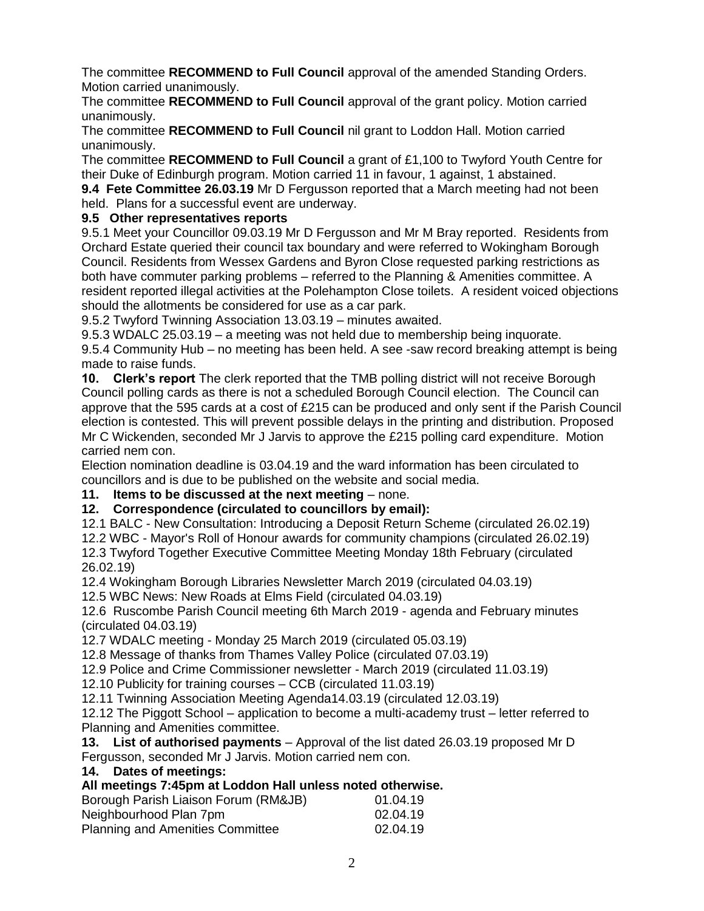The committee **RECOMMEND to Full Council** approval of the amended Standing Orders. Motion carried unanimously.

The committee **RECOMMEND to Full Council** approval of the grant policy. Motion carried unanimously.

The committee **RECOMMEND to Full Council** nil grant to Loddon Hall. Motion carried unanimously.

The committee **RECOMMEND to Full Council** a grant of £1,100 to Twyford Youth Centre for their Duke of Edinburgh program. Motion carried 11 in favour, 1 against, 1 abstained.

**9.4 Fete Committee 26.03.19** Mr D Fergusson reported that a March meeting had not been held. Plans for a successful event are underway.

**9.5 Other representatives reports**

9.5.1 Meet your Councillor 09.03.19 Mr D Fergusson and Mr M Bray reported. Residents from Orchard Estate queried their council tax boundary and were referred to Wokingham Borough Council. Residents from Wessex Gardens and Byron Close requested parking restrictions as both have commuter parking problems – referred to the Planning & Amenities committee. A resident reported illegal activities at the Polehampton Close toilets. A resident voiced objections should the allotments be considered for use as a car park.

9.5.2 Twyford Twinning Association 13.03.19 – minutes awaited.

9.5.3 WDALC 25.03.19 – a meeting was not held due to membership being inquorate.

9.5.4 Community Hub – no meeting has been held. A see -saw record breaking attempt is being made to raise funds.

**10. Clerk's report** The clerk reported that the TMB polling district will not receive Borough Council polling cards as there is not a scheduled Borough Council election. The Council can approve that the 595 cards at a cost of £215 can be produced and only sent if the Parish Council election is contested. This will prevent possible delays in the printing and distribution. Proposed Mr C Wickenden, seconded Mr J Jarvis to approve the £215 polling card expenditure. Motion carried nem con.

Election nomination deadline is 03.04.19 and the ward information has been circulated to councillors and is due to be published on the website and social media.

**11. Items to be discussed at the next meeting** – none.

**12. Correspondence (circulated to councillors by email):**

12.1 BALC - New Consultation: Introducing a Deposit Return Scheme (circulated 26.02.19)

12.2 WBC - Mayor's Roll of Honour awards for community champions (circulated 26.02.19)

12.3 Twyford Together Executive Committee Meeting Monday 18th February (circulated 26.02.19)

12.4 Wokingham Borough Libraries Newsletter March 2019 (circulated 04.03.19)

12.5 WBC News: New Roads at Elms Field (circulated 04.03.19)

12.6 Ruscombe Parish Council meeting 6th March 2019 - agenda and February minutes (circulated 04.03.19)

12.7 WDALC meeting - Monday 25 March 2019 (circulated 05.03.19)

12.8 Message of thanks from Thames Valley Police (circulated 07.03.19)

12.9 Police and Crime Commissioner newsletter - March 2019 (circulated 11.03.19)

12.10 Publicity for training courses – CCB (circulated 11.03.19)

12.11 Twinning Association Meeting Agenda14.03.19 (circulated 12.03.19)

12.12 The Piggott School – application to become a multi-academy trust – letter referred to Planning and Amenities committee.

**13. List of authorised payments** – Approval of the list dated 26.03.19 proposed Mr D Fergusson, seconded Mr J Jarvis. Motion carried nem con.

**14. Dates of meetings:**

**All meetings 7:45pm at Loddon Hall unless noted otherwise.**

| | |
|---|---|
| Borough Parish Liaison Forum (RM&JB) | 01.04.19 |
| Neighbourhood Plan 7pm | 02.04.19 |
| Planning and Amenities Committee | 02.04.19 |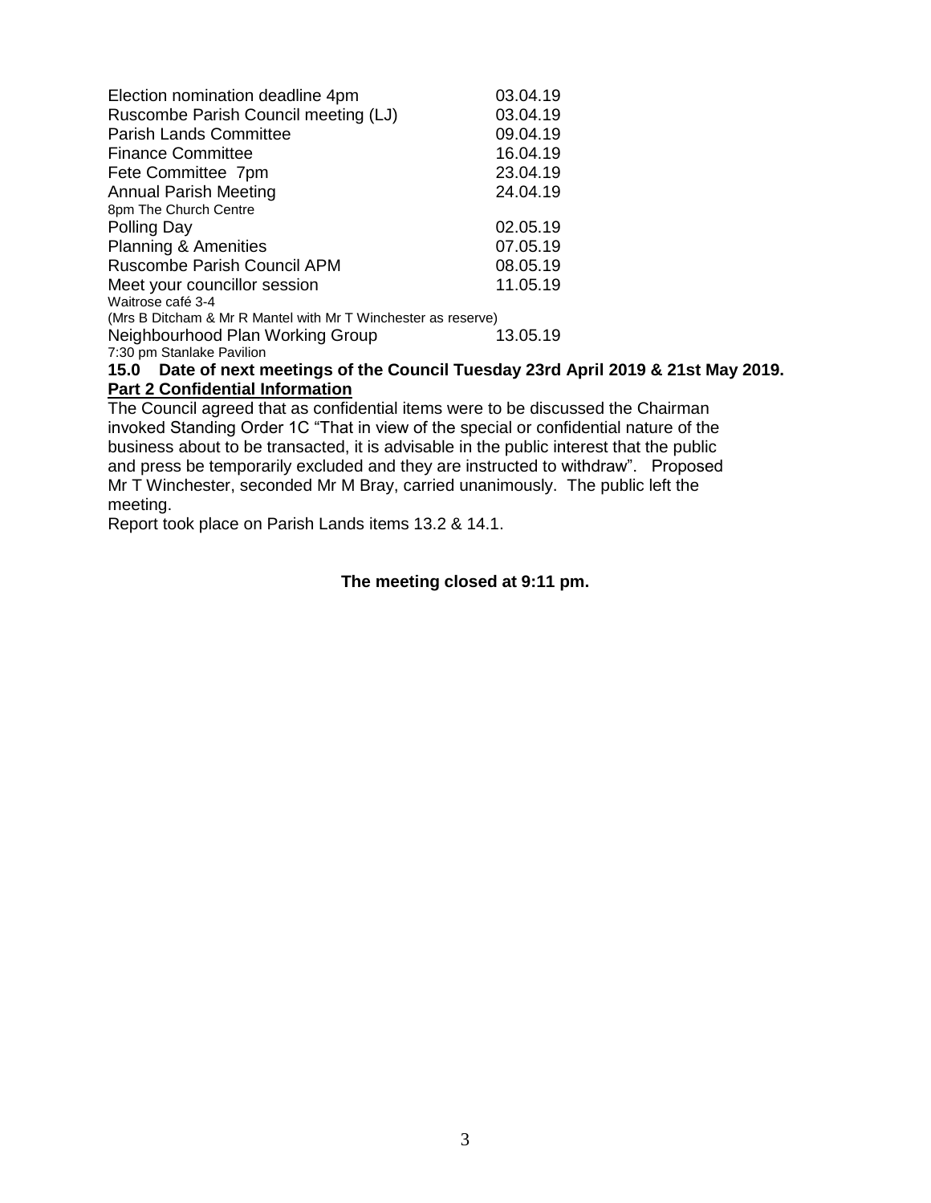| | |
|---|---|
| Election nomination deadline 4pm | 03.04.19 |
| Ruscombe Parish Council meeting (LJ) | 03.04.19 |
| Parish Lands Committee | 09.04.19 |
| Finance Committee | 16.04.19 |
| Fete Committee 7pm | 23.04.19 |
| Annual Parish Meeting<br>8pm The Church Centre | 24.04.19 |
| Polling Day | 02.05.19 |
| Planning & Amenities | 07.05.19 |
| Ruscombe Parish Council APM | 08.05.19 |
| Meet your councillor session<br>Waitrose café 3-4<br>(Mrs B Ditcham & Mr R Mantel with Mr T Winchester as reserve) | 11.05.19 |
| Neighbourhood Plan Working Group<br>7:30 pm Stanlake Pavilion | 13.05.19 |

**15.0 Date of next meetings of the Council Tuesday 23rd April 2019 & 21st May 2019.**

**Part 2 Confidential Information**

The Council agreed that as confidential items were to be discussed the Chairman invoked Standing Order 1C "That in view of the special or confidential nature of the business about to be transacted, it is advisable in the public interest that the public and press be temporarily excluded and they are instructed to withdraw". Proposed Mr T Winchester, seconded Mr M Bray, carried unanimously. The public left the meeting.

Report took place on Parish Lands items 13.2 & 14.1.

**The meeting closed at 9:11 pm.**